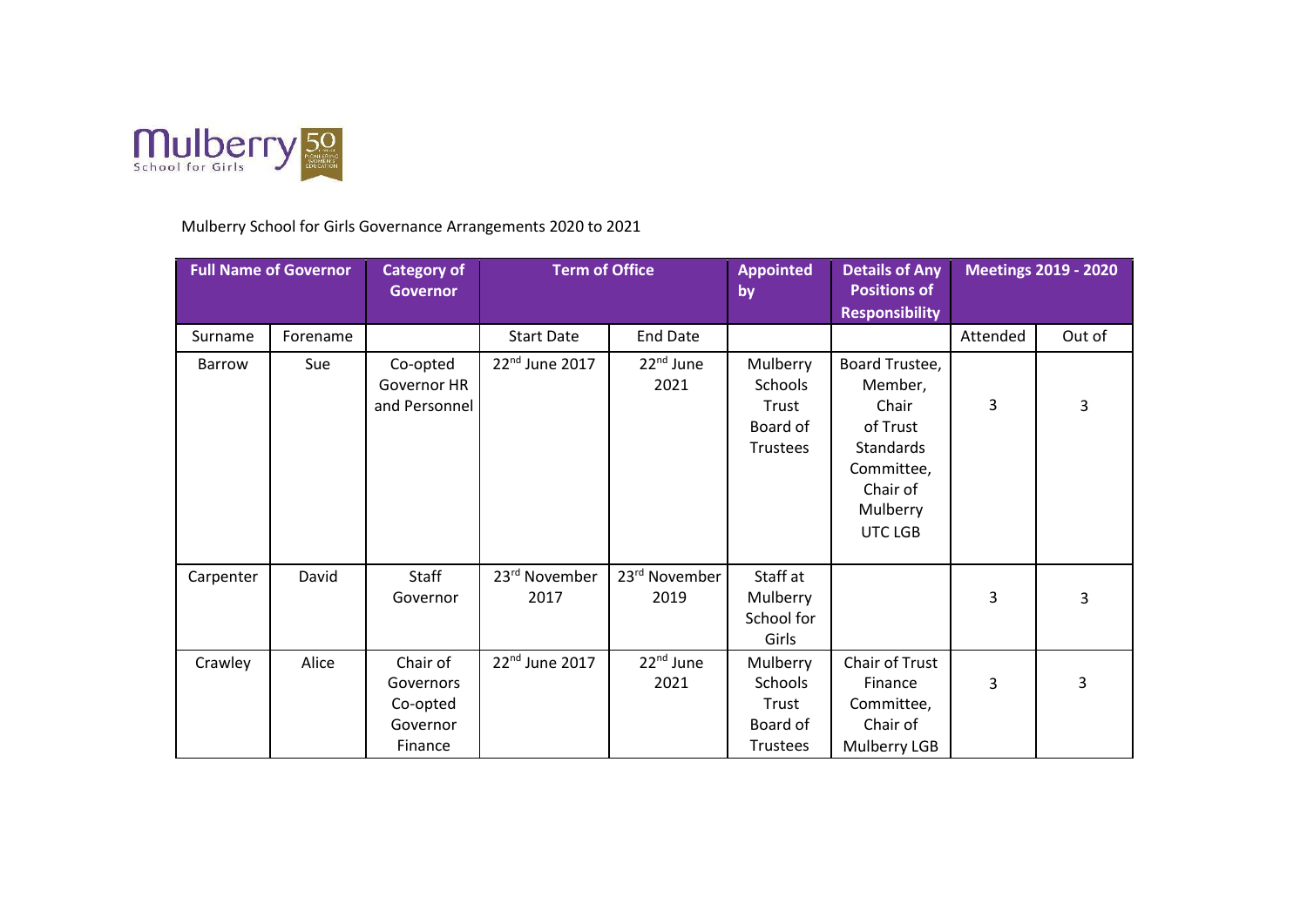Mulberry School for Girls Governance Arrangements 2020 to 2021

| Full Name of Governor | | Category of Governor | Term of Office | | Appointed by | Details of Any Positions of Responsibility | Meetings 2019 - 2020 | |
|---|---|---|---|---|---|---|---|---|
| Surname | Forename | | Start Date | End Date | | | Attended | Out of |
| Barrow | Sue | Co-opted Governor HR and Personnel | 22nd June 2017 | 22nd June 2021 | Mulberry Schools Trust Board of Trustees | Board Trustee, Member, Chair of Trust Standards Committee, Chair of Mulberry UTC LGB | 3 | 3 |
| Carpenter | David | Staff Governor | 23rd November 2017 | 23rd November 2019 | Staff at Mulberry School for Girls | | 3 | 3 |
| Crawley | Alice | Chair of Governors Co-opted Governor Finance | 22nd June 2017 | 22nd June 2021 | Mulberry Schools Trust Board of Trustees | Chair of Trust Finance Committee, Chair of Mulberry LGB | 3 | 3 |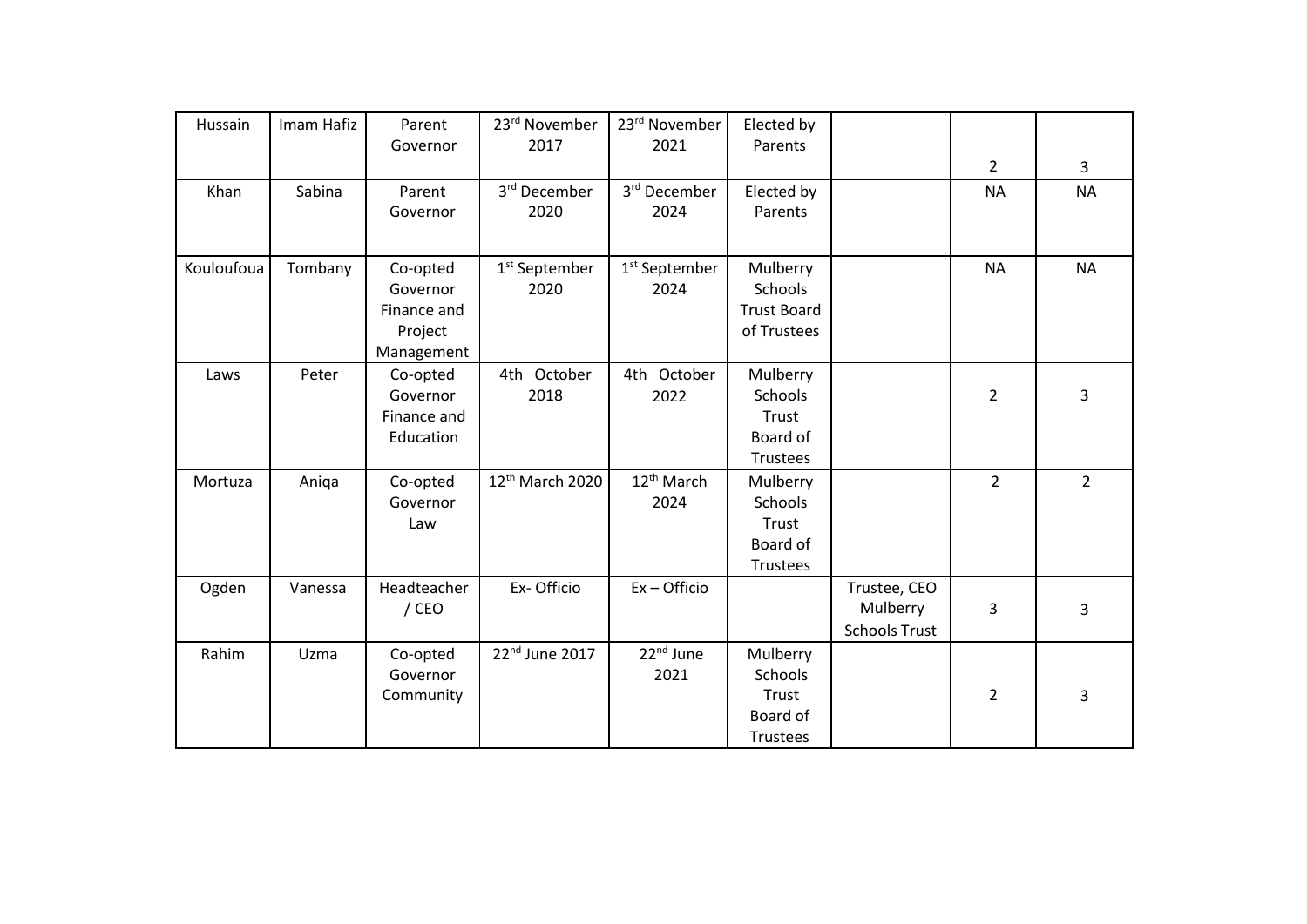| | | | | | | | | |
|---|---|---|---|---|---|---|---|---|
| Hussain | Imam Hafiz | Parent Governor | 23rd November 2017 | 23rd November 2021 | Elected by Parents | | 2 | 3 |
| Khan | Sabina | Parent Governor | 3rd December 2020 | 3rd December 2024 | Elected by Parents | | NA | NA |
| Kouloufoua | Tombany | Co-opted Governor Finance and Project Management | 1st September 2020 | 1st September 2024 | Mulberry Schools Trust Board of Trustees | | NA | NA |
| Laws | Peter | Co-opted Governor Finance and Education | 4th October 2018 | 4th October 2022 | Mulberry Schools Trust Board of Trustees | | 2 | 3 |
| Mortuza | Aniqa | Co-opted Governor Law | 12th March 2020 | 12th March 2024 | Mulberry Schools Trust Board of Trustees | | 2 | 2 |
| Ogden | Vanessa | Headteacher / CEO | Ex- Officio | Ex – Officio | | Trustee, CEO Mulberry Schools Trust | 3 | 3 |
| Rahim | Uzma | Co-opted Governor Community | 22nd June 2017 | 22nd June 2021 | Mulberry Schools Trust Board of Trustees | | 2 | 3 |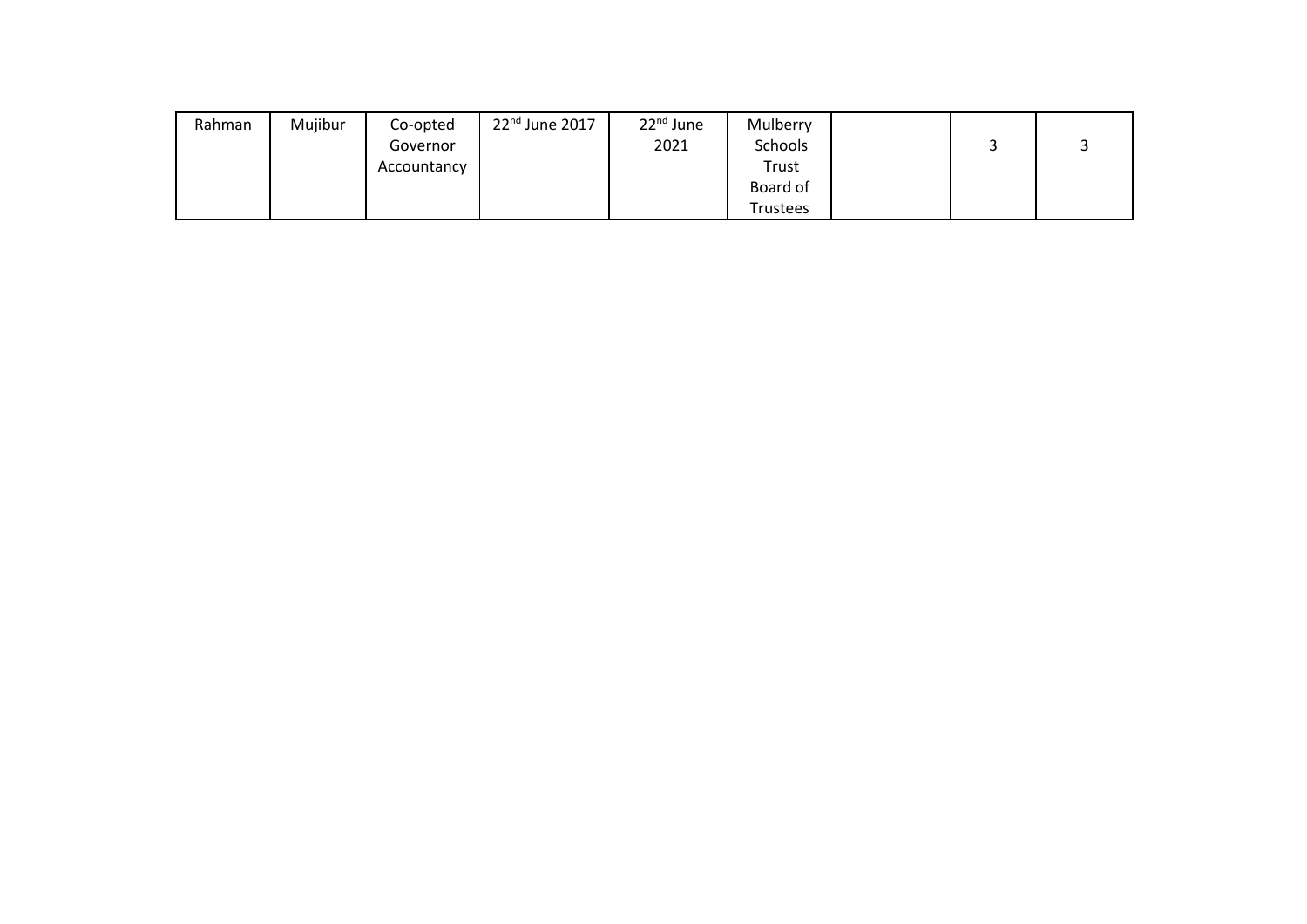| | | | | | | | | |
|---|---|---|---|---|---|---|---|---|
| Rahman | Mujibur | Co-opted Governor Accountancy | 22nd June 2017 | 22nd June 2021 | Mulberry Schools Trust Board of Trustees | | 3 | 3 |